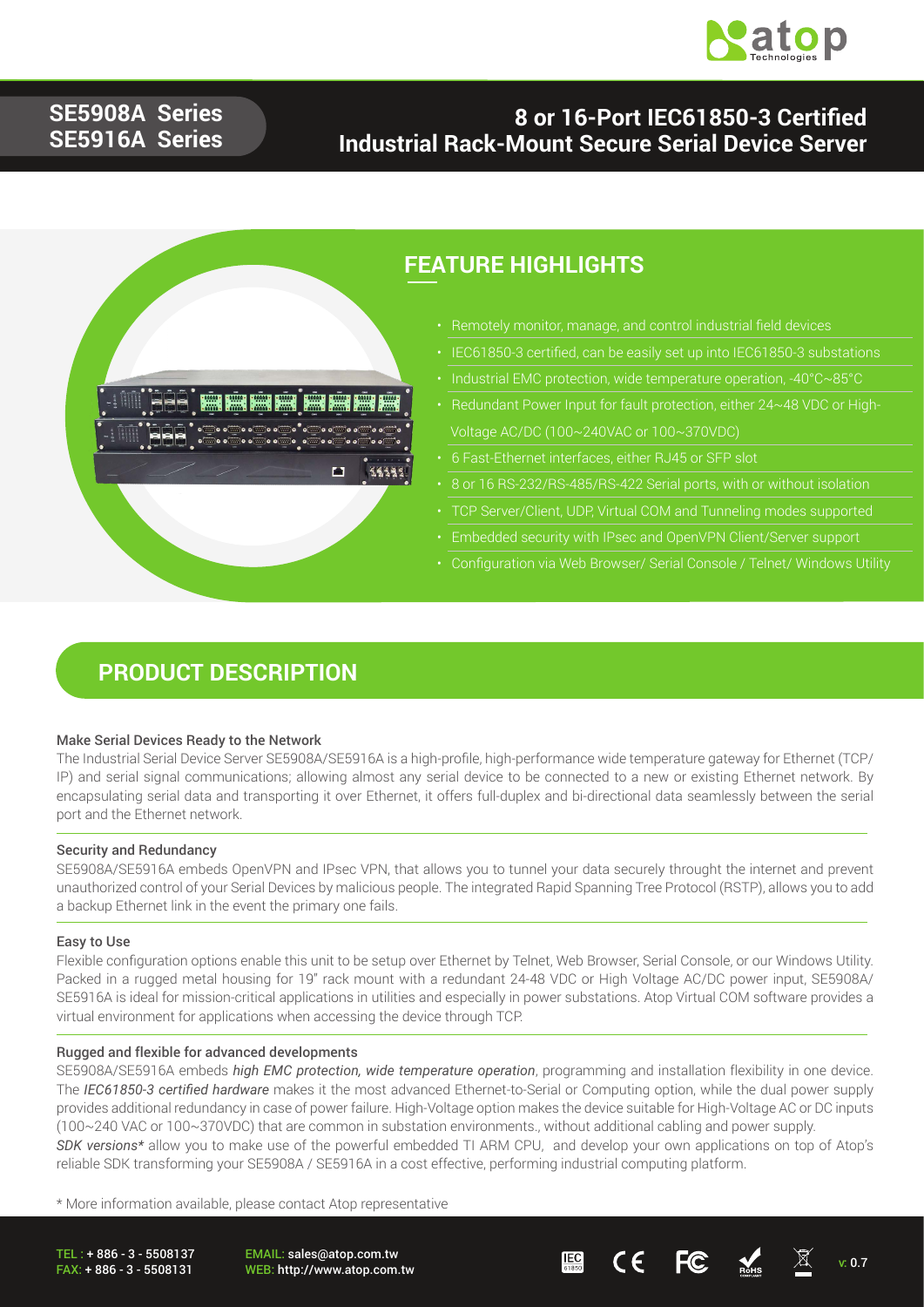**SE5908A Series**
**SE5916A Series**

# 8 or 16-Port IEC61850-3 Certified Industrial Rack-Mount Secure Serial Device Server

## FEATURE HIGHLIGHTS

- Remotely monitor, manage, and control industrial field devices
- IEC61850-3 certified, can be easily set up into IEC61850-3 substations
- Industrial EMC protection, wide temperature operation, -40°C~85°C
- Redundant Power Input for fault protection, either 24~48 VDC or High-Voltage AC/DC (100~240VAC or 100~370VDC)
- 6 Fast-Ethernet interfaces, either RJ45 or SFP slot
- 8 or 16 RS-232/RS-485/RS-422 Serial ports, with or without isolation
- TCP Server/Client, UDP, Virtual COM and Tunneling modes supported
- Embedded security with IPsec and OpenVPN Client/Server support
- Configuration via Web Browser/ Serial Console / Telnet/ Windows Utility

## PRODUCT DESCRIPTION

### Make Serial Devices Ready to the Network

The Industrial Serial Device Server SE5908A/SE5916A is a high-profile, high-performance wide temperature gateway for Ethernet (TCP/IP) and serial signal communications; allowing almost any serial device to be connected to a new or existing Ethernet network. By encapsulating serial data and transporting it over Ethernet, it offers full-duplex and bi-directional data seamlessly between the serial port and the Ethernet network.

### Security and Redundancy

SE5908A/SE5916A embeds OpenVPN and IPsec VPN, that allows you to tunnel your data securely throught the internet and prevent unauthorized control of your Serial Devices by malicious people. The integrated Rapid Spanning Tree Protocol (RSTP), allows you to add a backup Ethernet link in the event the primary one fails.

### Easy to Use

Flexible configuration options enable this unit to be setup over Ethernet by Telnet, Web Browser, Serial Console, or our Windows Utility. Packed in a rugged metal housing for 19" rack mount with a redundant 24-48 VDC or High Voltage AC/DC power input, SE5908A/SE5916A is ideal for mission-critical applications in utilities and especially in power substations. Atop Virtual COM software provides a virtual environment for applications when accessing the device through TCP.

### Rugged and flexible for advanced developments

SE5908A/SE5916A embeds *high EMC protection, wide temperature operation*, programming and installation flexibility in one device. The *IEC61850-3 certified hardware* makes it the most advanced Ethernet-to-Serial or Computing option, while the dual power supply provides additional redundancy in case of power failure. High-Voltage option makes the device suitable for High-Voltage AC or DC inputs (100~240 VAC or 100~370VDC) that are common in substation environments., without additional cabling and power supply.

*SDK versions** allow you to make use of the powerful embedded TI ARM CPU, and develop your own applications on top of Atop's reliable SDK transforming your SE5908A / SE5916A in a cost effective, performing industrial computing platform.

\* More information available, please contact Atop representative

TEL : + 886 - 3 - 5508137
FAX: + 886 - 3 - 5508131
EMAIL: sales@atop.com.tw
WEB: http://www.atop.com.tw

v: 0.7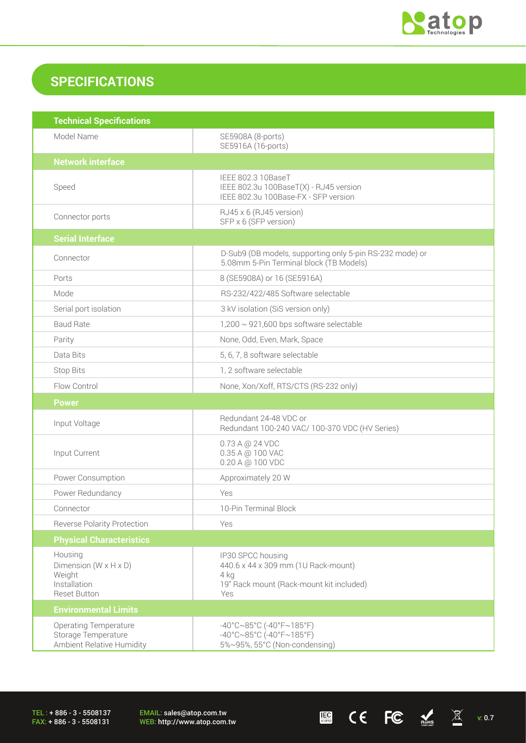## SPECIFICATIONS

| Technical Specifications | |
|---|---|
| Model Name | SE5908A (8-ports)<br>SE5916A (16-ports) |
| **Network interface** | |
| Speed | IEEE 802.3 10BaseT<br>IEEE 802.3u 100BaseT(X) - RJ45 version<br>IEEE 802.3u 100Base-FX - SFP version |
| Connector ports | RJ45 x 6 (RJ45 version)<br>SFP x 6 (SFP version) |
| **Serial Interface** | |
| Connector | D-Sub9 (DB models, supporting only 5-pin RS-232 mode) or<br>5.08mm 5-Pin Terminal block (TB Models) |
| Ports | 8 (SE5908A) or 16 (SE5916A) |
| Mode | RS-232/422/485 Software selectable |
| Serial port isolation | 3 kV isolation (SiS version only) |
| Baud Rate | 1,200 ~ 921,600 bps software selectable |
| Parity | None, Odd, Even, Mark, Space |
| Data Bits | 5, 6, 7, 8 software selectable |
| Stop Bits | 1, 2 software selectable |
| Flow Control | None, Xon/Xoff, RTS/CTS (RS-232 only) |
| **Power** | |
| Input Voltage | Redundant 24-48 VDC or<br>Redundant 100-240 VAC/ 100-370 VDC (HV Series) |
| Input Current | 0.73 A @ 24 VDC<br>0.35 A @ 100 VAC<br>0.20 A @ 100 VDC |
| Power Consumption | Approximately 20 W |
| Power Redundancy | Yes |
| Connector | 10-Pin Terminal Block |
| Reverse Polarity Protection | Yes |
| **Physical Characteristics** | |
| Housing<br>Dimension (W x H x D)<br>Weight<br>Installation<br>Reset Button | IP30 SPCC housing<br>440.6 x 44 x 309 mm (1U Rack-mount)<br>4 kg<br>19" Rack mount (Rack-mount kit included)<br>Yes |
| **Environmental Limits** | |
| Operating Temperature<br>Storage Temperature<br>Ambient Relative Humidity | -40°C~85°C (-40°F~185°F)<br>-40°C~85°C (-40°F~185°F)<br>5%~95%, 55°C (Non-condensing) |

TEL : + 886 - 3 - 5508137
FAX: + 886 - 3 - 5508131

EMAIL: sales@atop.com.tw
WEB: http://www.atop.com.tw

v: 0.7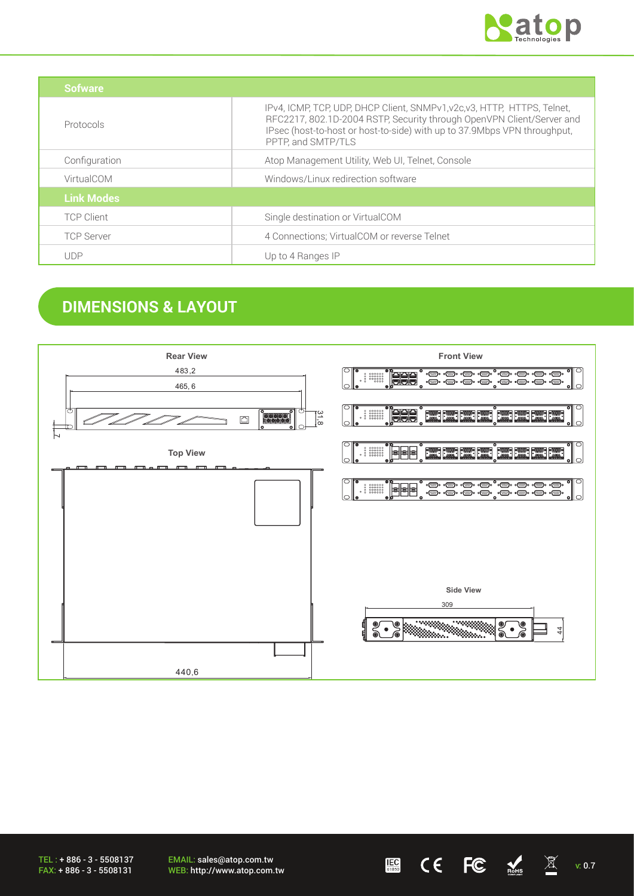| Sofware | |
|---|---|
| Protocols | IPv4, ICMP, TCP, UDP, DHCP Client, SNMPv1,v2c,v3, HTTP, HTTPS, Telnet, RFC2217, 802.1D-2004 RSTP, Security through OpenVPN Client/Server and IPsec (host-to-host or host-to-side) with up to 37.9Mbps VPN throughput, PPTP, and SMTP/TLS |
| Configuration | Atop Management Utility, Web UI, Telnet, Console |
| VirtualCOM | Windows/Linux redirection software |
| **Link Modes** | |
| TCP Client | Single destination or VirtualCOM |
| TCP Server | 4 Connections; VirtualCOM or reverse Telnet |
| UDP | Up to 4 Ranges IP |

## DIMENSIONS & LAYOUT

**Rear View**

483,2

465, 6

31,8

7,1

**Top View**

440,6

**Front View**

**Side View**

309

44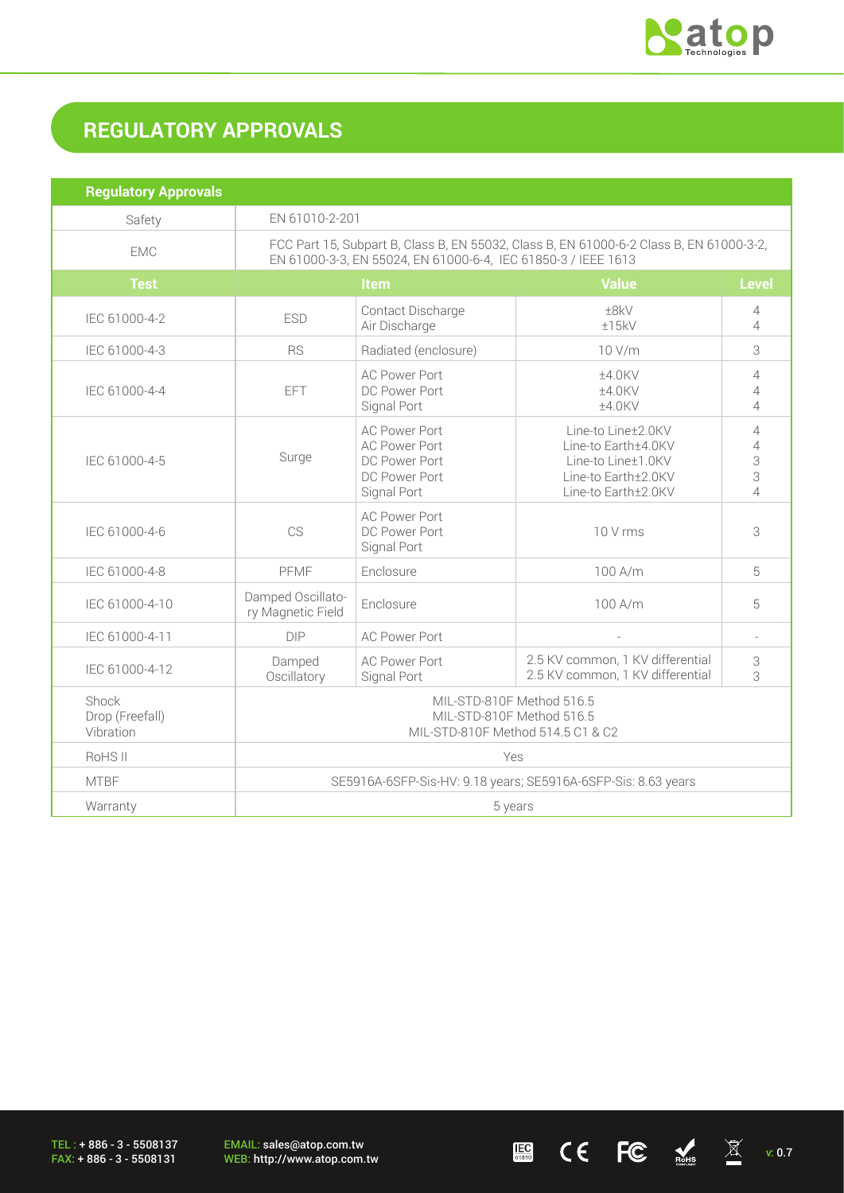## REGULATORY APPROVALS

| Regulatory Approvals | | | | |
|---|---|---|---|---|
| Safety | EN 61010-2-201 | | | |
| EMC | FCC Part 15, Subpart B, Class B, EN 55032, Class B, EN 61000-6-2 Class B, EN 61000-3-2, EN 61000-3-3, EN 55024, EN 61000-6-4, IEC 61850-3 / IEEE 1613 | | | |
| **Test** | **Item** | | **Value** | **Level** |
| IEC 61000-4-2 | ESD | Contact Discharge<br>Air Discharge | ±8kV<br>±15kV | 4<br>4 |
| IEC 61000-4-3 | RS | Radiated (enclosure) | 10 V/m | 3 |
| IEC 61000-4-4 | EFT | AC Power Port<br>DC Power Port<br>Signal Port | ±4.0KV<br>±4.0KV<br>±4.0KV | 4<br>4<br>4 |
| IEC 61000-4-5 | Surge | AC Power Port<br>AC Power Port<br>DC Power Port<br>DC Power Port<br>Signal Port | Line-to Line±2.0KV<br>Line-to Earth±4.0KV<br>Line-to Line±1.0KV<br>Line-to Earth±2.0KV<br>Line-to Earth±2.0KV | 4<br>4<br>3<br>3<br>4 |
| IEC 61000-4-6 | CS | AC Power Port<br>DC Power Port<br>Signal Port | 10 V rms | 3 |
| IEC 61000-4-8 | PFMF | Enclosure | 100 A/m | 5 |
| IEC 61000-4-10 | Damped Oscillatory Magnetic Field | Enclosure | 100 A/m | 5 |
| IEC 61000-4-11 | DIP | AC Power Port | - | - |
| IEC 61000-4-12 | Damped Oscillatory | AC Power Port<br>Signal Port | 2.5 KV common, 1 KV differential<br>2.5 KV common, 1 KV differential | 3<br>3 |
| Shock<br>Drop (Freefall)<br>Vibration | MIL-STD-810F Method 516.5<br>MIL-STD-810F Method 516.5<br>MIL-STD-810F Method 514.5 C1 & C2 | | | |
| RoHS II | Yes | | | |
| MTBF | SE5916A-6SFP-Sis-HV: 9.18 years; SE5916A-6SFP-Sis: 8.63 years | | | |
| Warranty | 5 years | | | |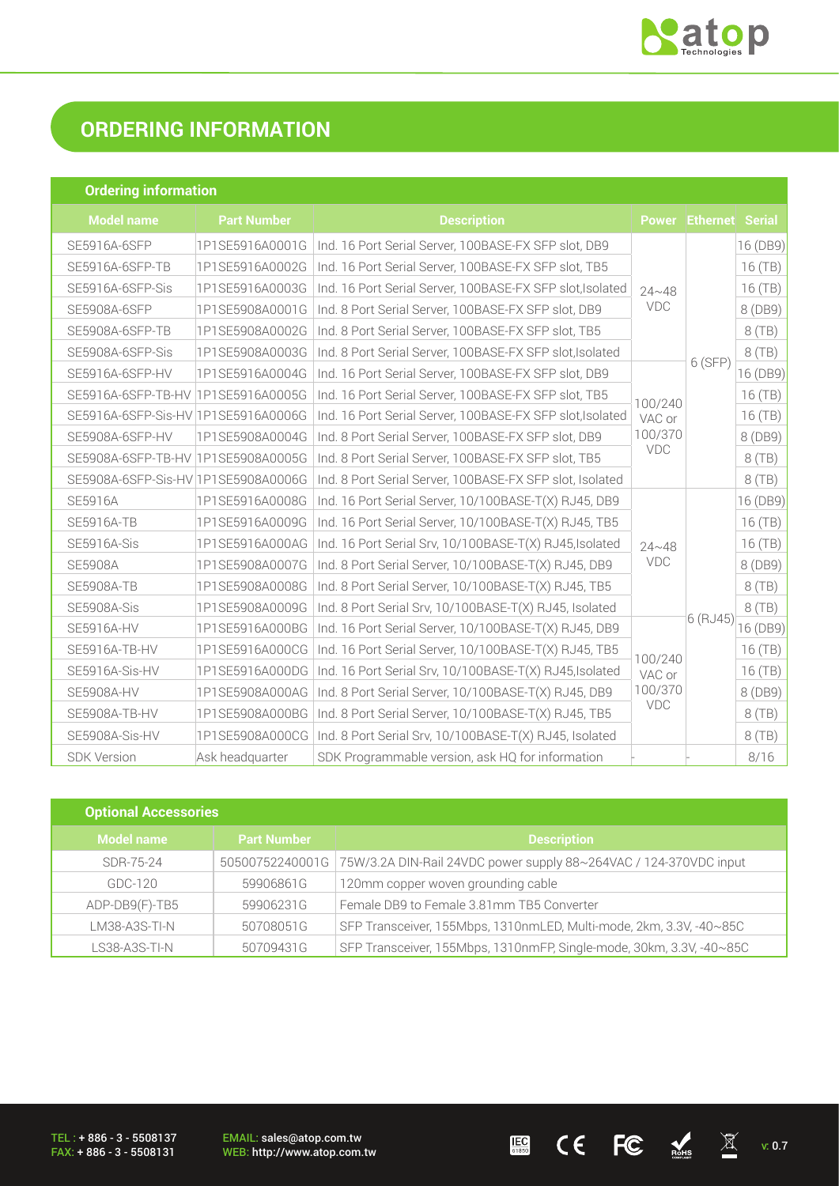# ORDERING INFORMATION

| Ordering information | | | | | |
|---|---|---|---|---|---|
| **Model name** | **Part Number** | **Description** | **Power** | **Ethernet** | **Serial** |
| SE5916A-6SFP | 1P1SE5916A0001G | Ind. 16 Port Serial Server, 100BASE-FX SFP slot, DB9 | 24~48 VDC | 6 (SFP) | 16 (DB9) |
| SE5916A-6SFP-TB | 1P1SE5916A0002G | Ind. 16 Port Serial Server, 100BASE-FX SFP slot, TB5 | | | 16 (TB) |
| SE5916A-6SFP-Sis | 1P1SE5916A0003G | Ind. 16 Port Serial Server, 100BASE-FX SFP slot,Isolated | | | 16 (TB) |
| SE5908A-6SFP | 1P1SE5908A0001G | Ind. 8 Port Serial Server, 100BASE-FX SFP slot, DB9 | | | 8 (DB9) |
| SE5908A-6SFP-TB | 1P1SE5908A0002G | Ind. 8 Port Serial Server, 100BASE-FX SFP slot, TB5 | | | 8 (TB) |
| SE5908A-6SFP-Sis | 1P1SE5908A0003G | Ind. 8 Port Serial Server, 100BASE-FX SFP slot,Isolated | | | 8 (TB) |
| SE5916A-6SFP-HV | 1P1SE5916A0004G | Ind. 16 Port Serial Server, 100BASE-FX SFP slot, DB9 | 100/240 VAC or 100/370 VDC | | 16 (DB9) |
| SE5916A-6SFP-TB-HV | 1P1SE5916A0005G | Ind. 16 Port Serial Server, 100BASE-FX SFP slot, TB5 | | | 16 (TB) |
| SE5916A-6SFP-Sis-HV | 1P1SE5916A0006G | Ind. 16 Port Serial Server, 100BASE-FX SFP slot,Isolated | | | 16 (TB) |
| SE5908A-6SFP-HV | 1P1SE5908A0004G | Ind. 8 Port Serial Server, 100BASE-FX SFP slot, DB9 | | | 8 (DB9) |
| SE5908A-6SFP-TB-HV | 1P1SE5908A0005G | Ind. 8 Port Serial Server, 100BASE-FX SFP slot, TB5 | | | 8 (TB) |
| SE5908A-6SFP-Sis-HV | 1P1SE5908A0006G | Ind. 8 Port Serial Server, 100BASE-FX SFP slot, Isolated | | | 8 (TB) |
| SE5916A | 1P1SE5916A0008G | Ind. 16 Port Serial Server, 10/100BASE-T(X) RJ45, DB9 | 24~48 VDC | 6 (RJ45) | 16 (DB9) |
| SE5916A-TB | 1P1SE5916A0009G | Ind. 16 Port Serial Server, 10/100BASE-T(X) RJ45, TB5 | | | 16 (TB) |
| SE5916A-Sis | 1P1SE5916A000AG | Ind. 16 Port Serial Srv, 10/100BASE-T(X) RJ45,Isolated | | | 16 (TB) |
| SE5908A | 1P1SE5908A0007G | Ind. 8 Port Serial Server, 10/100BASE-T(X) RJ45, DB9 | | | 8 (DB9) |
| SE5908A-TB | 1P1SE5908A0008G | Ind. 8 Port Serial Server, 10/100BASE-T(X) RJ45, TB5 | | | 8 (TB) |
| SE5908A-Sis | 1P1SE5908A0009G | Ind. 8 Port Serial Srv, 10/100BASE-T(X) RJ45, Isolated | | | 8 (TB) |
| SE5916A-HV | 1P1SE5916A000BG | Ind. 16 Port Serial Server, 10/100BASE-T(X) RJ45, DB9 | 100/240 VAC or 100/370 VDC | | 16 (DB9) |
| SE5916A-TB-HV | 1P1SE5916A000CG | Ind. 16 Port Serial Server, 10/100BASE-T(X) RJ45, TB5 | | | 16 (TB) |
| SE5916A-Sis-HV | 1P1SE5916A000DG | Ind. 16 Port Serial Srv, 10/100BASE-T(X) RJ45,Isolated | | | 16 (TB) |
| SE5908A-HV | 1P1SE5908A000AG | Ind. 8 Port Serial Server, 10/100BASE-T(X) RJ45, DB9 | | | 8 (DB9) |
| SE5908A-TB-HV | 1P1SE5908A000BG | Ind. 8 Port Serial Server, 10/100BASE-T(X) RJ45, TB5 | | | 8 (TB) |
| SE5908A-Sis-HV | 1P1SE5908A000CG | Ind. 8 Port Serial Srv, 10/100BASE-T(X) RJ45, Isolated | | | 8 (TB) |
| SDK Version | Ask headquarter | SDK Programmable version, ask HQ for information | - | - | 8/16 |

| Optional Accessories | | |
|---|---|---|
| **Model name** | **Part Number** | **Description** |
| SDR-75-24 | 50500752240001G | 75W/3.2A DIN-Rail 24VDC power supply 88~264VAC / 124-370VDC input |
| GDC-120 | 59906861G | 120mm copper woven grounding cable |
| ADP-DB9(F)-TB5 | 59906231G | Female DB9 to Female 3.81mm TB5 Converter |
| LM38-A3S-TI-N | 50708051G | SFP Transceiver, 155Mbps, 1310nmLED, Multi-mode, 2km, 3.3V, -40~85C |
| LS38-A3S-TI-N | 50709431G | SFP Transceiver, 155Mbps, 1310nmFP, Single-mode, 30km, 3.3V, -40~85C |

TEL : + 886 - 3 - 5508137
FAX: + 886 - 3 - 5508131

EMAIL: sales@atop.com.tw
WEB: http://www.atop.com.tw

v: 0.7